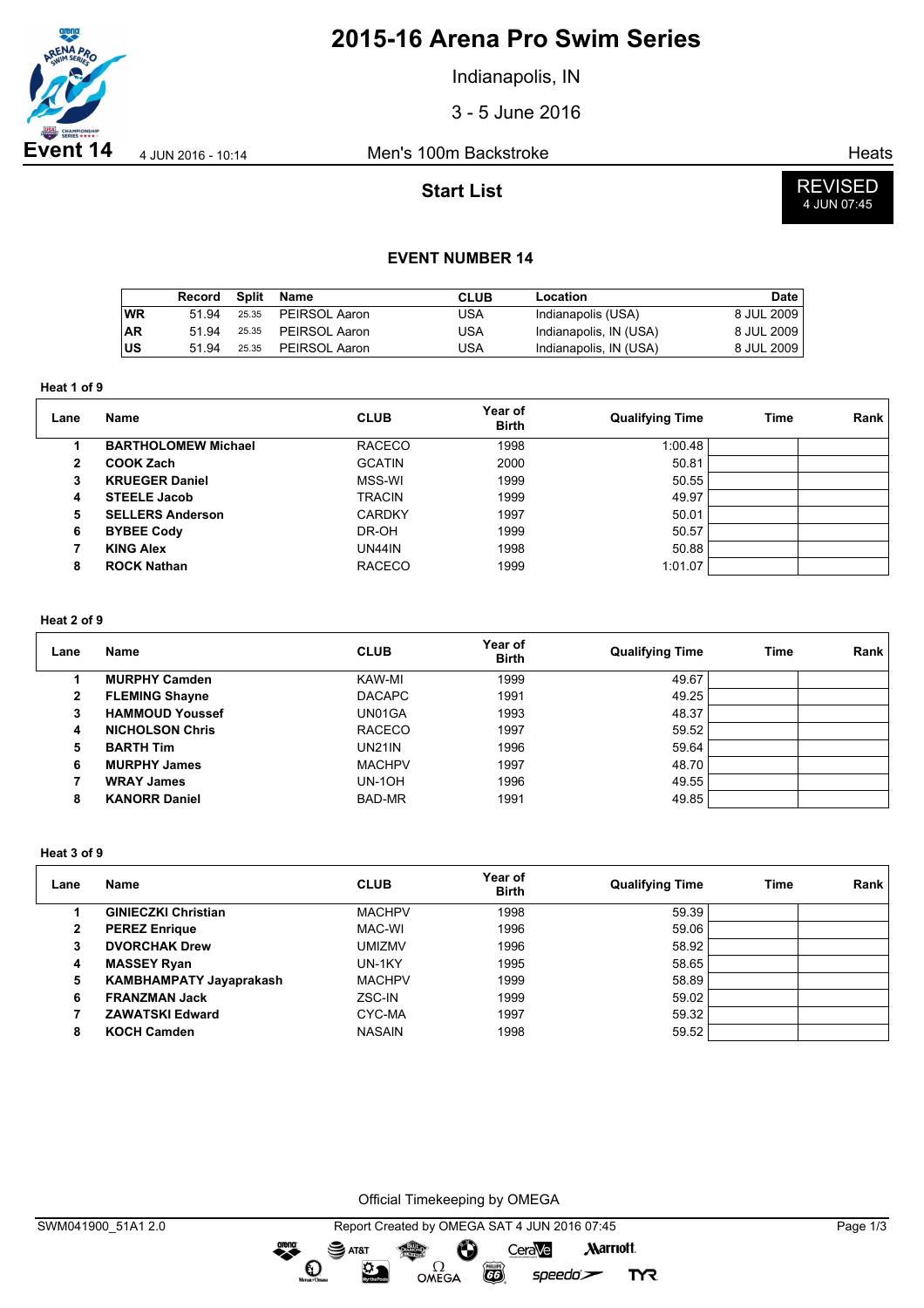# 2015-16 Arena Pro Swim Series

Indianapolis, IN

3 - 5 June 2016

**Event 14** 4 JUN 2016 - 10:14 Men's 100m Backstroke Heats

## Start List

REVISED 4 JUN 07:45

### EVENT NUMBER 14

| | Record | Split | Name | CLUB | Location | Date |
|---|---|---|---|---|---|---|
| WR | 51.94 | 25.35 | PEIRSOL Aaron | USA | Indianapolis (USA) | 8 JUL 2009 |
| AR | 51.94 | 25.35 | PEIRSOL Aaron | USA | Indianapolis, IN (USA) | 8 JUL 2009 |
| US | 51.94 | 25.35 | PEIRSOL Aaron | USA | Indianapolis, IN (USA) | 8 JUL 2009 |

**Heat 1 of 9**

| Lane | Name | CLUB | Year of Birth | Qualifying Time | Time | Rank |
|---|---|---|---|---|---|---|
| 1 | **BARTHOLOMEW Michael** | RACECO | 1998 | 1:00.48 | | |
| 2 | **COOK Zach** | GCATIN | 2000 | 50.81 | | |
| 3 | **KRUEGER Daniel** | MSS-WI | 1999 | 50.55 | | |
| 4 | **STEELE Jacob** | TRACIN | 1999 | 49.97 | | |
| 5 | **SELLERS Anderson** | CARDKY | 1997 | 50.01 | | |
| 6 | **BYBEE Cody** | DR-OH | 1999 | 50.57 | | |
| 7 | **KING Alex** | UN44IN | 1998 | 50.88 | | |
| 8 | **ROCK Nathan** | RACECO | 1999 | 1:01.07 | | |

**Heat 2 of 9**

| Lane | Name | CLUB | Year of Birth | Qualifying Time | Time | Rank |
|---|---|---|---|---|---|---|
| 1 | **MURPHY Camden** | KAW-MI | 1999 | 49.67 | | |
| 2 | **FLEMING Shayne** | DACAPC | 1991 | 49.25 | | |
| 3 | **HAMMOUD Youssef** | UN01GA | 1993 | 48.37 | | |
| 4 | **NICHOLSON Chris** | RACECO | 1997 | 59.52 | | |
| 5 | **BARTH Tim** | UN21IN | 1996 | 59.64 | | |
| 6 | **MURPHY James** | MACHPV | 1997 | 48.70 | | |
| 7 | **WRAY James** | UN-1OH | 1996 | 49.55 | | |
| 8 | **KANORR Daniel** | BAD-MR | 1991 | 49.85 | | |

**Heat 3 of 9**

| Lane | Name | CLUB | Year of Birth | Qualifying Time | Time | Rank |
|---|---|---|---|---|---|---|
| 1 | **GINIECZKI Christian** | MACHPV | 1998 | 59.39 | | |
| 2 | **PEREZ Enrique** | MAC-WI | 1996 | 59.06 | | |
| 3 | **DVORCHAK Drew** | UMIZMV | 1996 | 58.92 | | |
| 4 | **MASSEY Ryan** | UN-1KY | 1995 | 58.65 | | |
| 5 | **KAMBHAMPATY Jayaprakash** | MACHPV | 1999 | 58.89 | | |
| 6 | **FRANZMAN Jack** | ZSC-IN | 1999 | 59.02 | | |
| 7 | **ZAWATSKI Edward** | CYC-MA | 1997 | 59.32 | | |
| 8 | **KOCH Camden** | NASAIN | 1998 | 59.52 | | |

Official Timekeeping by OMEGA

SWM041900_51A1 2.0 Report Created by OMEGA SAT 4 JUN 2016 07:45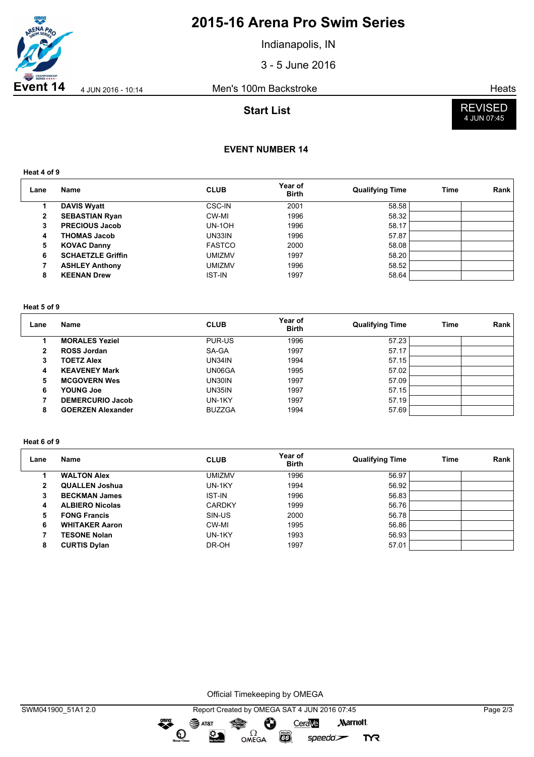# 2015-16 Arena Pro Swim Series

Indianapolis, IN

3 - 5 June 2016

**Event 14** 4 JUN 2016 - 10:14 Men's 100m Backstroke Heats

## Start List

REVISED 4 JUN 07:45

### EVENT NUMBER 14

**Heat 4 of 9**

| Lane | Name | CLUB | Year of Birth | Qualifying Time | Time | Rank |
|---|---|---|---|---|---|---|
| 1 | **DAVIS Wyatt** | CSC-IN | 2001 | 58.58 | | |
| 2 | **SEBASTIAN Ryan** | CW-MI | 1996 | 58.32 | | |
| 3 | **PRECIOUS Jacob** | UN-1OH | 1996 | 58.17 | | |
| 4 | **THOMAS Jacob** | UN33IN | 1996 | 57.87 | | |
| 5 | **KOVAC Danny** | FASTCO | 2000 | 58.08 | | |
| 6 | **SCHAETZLE Griffin** | UMIZMV | 1997 | 58.20 | | |
| 7 | **ASHLEY Anthony** | UMIZMV | 1996 | 58.52 | | |
| 8 | **KEENAN Drew** | IST-IN | 1997 | 58.64 | | |

**Heat 5 of 9**

| Lane | Name | CLUB | Year of Birth | Qualifying Time | Time | Rank |
|---|---|---|---|---|---|---|
| 1 | **MORALES Yeziel** | PUR-US | 1996 | 57.23 | | |
| 2 | **ROSS Jordan** | SA-GA | 1997 | 57.17 | | |
| 3 | **TOETZ Alex** | UN34IN | 1994 | 57.15 | | |
| 4 | **KEAVENEY Mark** | UN06GA | 1995 | 57.02 | | |
| 5 | **MCGOVERN Wes** | UN30IN | 1997 | 57.09 | | |
| 6 | **YOUNG Joe** | UN35IN | 1997 | 57.15 | | |
| 7 | **DEMERCURIO Jacob** | UN-1KY | 1997 | 57.19 | | |
| 8 | **GOERZEN Alexander** | BUZZGA | 1994 | 57.69 | | |

**Heat 6 of 9**

| Lane | Name | CLUB | Year of Birth | Qualifying Time | Time | Rank |
|---|---|---|---|---|---|---|
| 1 | **WALTON Alex** | UMIZMV | 1996 | 56.97 | | |
| 2 | **QUALLEN Joshua** | UN-1KY | 1994 | 56.92 | | |
| 3 | **BECKMAN James** | IST-IN | 1996 | 56.83 | | |
| 4 | **ALBIERO Nicolas** | CARDKY | 1999 | 56.76 | | |
| 5 | **FONG Francis** | SIN-US | 2000 | 56.78 | | |
| 6 | **WHITAKER Aaron** | CW-MI | 1995 | 56.86 | | |
| 7 | **TESONE Nolan** | UN-1KY | 1993 | 56.93 | | |
| 8 | **CURTIS Dylan** | DR-OH | 1997 | 57.01 | | |

Official Timekeeping by OMEGA

SWM041900_51A1 2.0 Report Created by OMEGA SAT 4 JUN 2016 07:45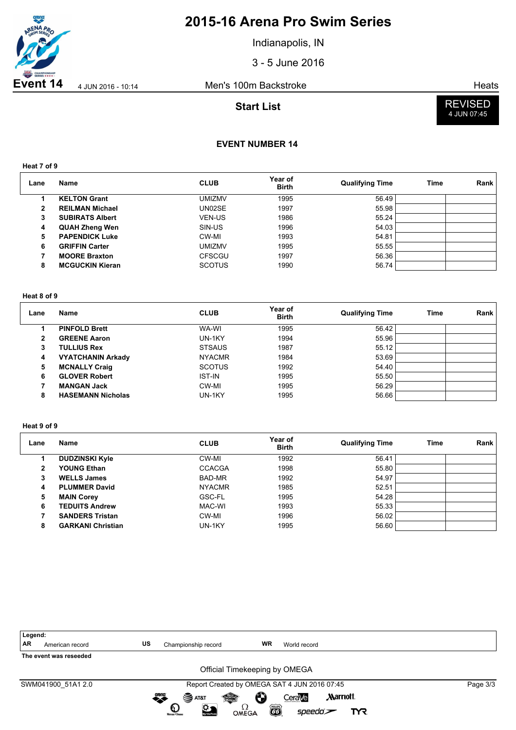# 2015-16 Arena Pro Swim Series

Indianapolis, IN

3 - 5 June 2016

**Event 14** 4 JUN 2016 - 10:14 Men's 100m Backstroke Heats

## Start List

REVISED 4 JUN 07:45

### EVENT NUMBER 14

**Heat 7 of 9**

| Lane | Name | CLUB | Year of Birth | Qualifying Time | Time | Rank |
|---|---|---|---|---|---|---|
| 1 | **KELTON Grant** | UMIZMV | 1995 | 56.49 | | |
| 2 | **REILMAN Michael** | UN02SE | 1997 | 55.98 | | |
| 3 | **SUBIRATS Albert** | VEN-US | 1986 | 55.24 | | |
| 4 | **QUAH Zheng Wen** | SIN-US | 1996 | 54.03 | | |
| 5 | **PAPENDICK Luke** | CW-MI | 1993 | 54.81 | | |
| 6 | **GRIFFIN Carter** | UMIZMV | 1995 | 55.55 | | |
| 7 | **MOORE Braxton** | CFSCGU | 1997 | 56.36 | | |
| 8 | **MCGUCKIN Kieran** | SCOTUS | 1990 | 56.74 | | |

**Heat 8 of 9**

| Lane | Name | CLUB | Year of Birth | Qualifying Time | Time | Rank |
|---|---|---|---|---|---|---|
| 1 | **PINFOLD Brett** | WA-WI | 1995 | 56.42 | | |
| 2 | **GREENE Aaron** | UN-1KY | 1994 | 55.96 | | |
| 3 | **TULLIUS Rex** | STSAUS | 1987 | 55.12 | | |
| 4 | **VYATCHANIN Arkady** | NYACMR | 1984 | 53.69 | | |
| 5 | **MCNALLY Craig** | SCOTUS | 1992 | 54.40 | | |
| 6 | **GLOVER Robert** | IST-IN | 1995 | 55.50 | | |
| 7 | **MANGAN Jack** | CW-MI | 1995 | 56.29 | | |
| 8 | **HASEMANN Nicholas** | UN-1KY | 1995 | 56.66 | | |

**Heat 9 of 9**

| Lane | Name | CLUB | Year of Birth | Qualifying Time | Time | Rank |
|---|---|---|---|---|---|---|
| 1 | **DUDZINSKI Kyle** | CW-MI | 1992 | 56.41 | | |
| 2 | **YOUNG Ethan** | CCACGA | 1998 | 55.80 | | |
| 3 | **WELLS James** | BAD-MR | 1992 | 54.97 | | |
| 4 | **PLUMMER David** | NYACMR | 1985 | 52.51 | | |
| 5 | **MAIN Corey** | GSC-FL | 1995 | 54.28 | | |
| 6 | **TEDUITS Andrew** | MAC-WI | 1993 | 55.33 | | |
| 7 | **SANDERS Tristan** | CW-MI | 1996 | 56.02 | | |
| 8 | **GARKANI Christian** | UN-1KY | 1995 | 56.60 | | |

**Legend:**

| | | | | | |
|---|---|---|---|---|---|
| **AR** | American record | **US** | Championship record | **WR** | World record |

**The event was reseeded**

Official Timekeeping by OMEGA

SWM041900_51A1 2.0 Report Created by OMEGA SAT 4 JUN 2016 07:45